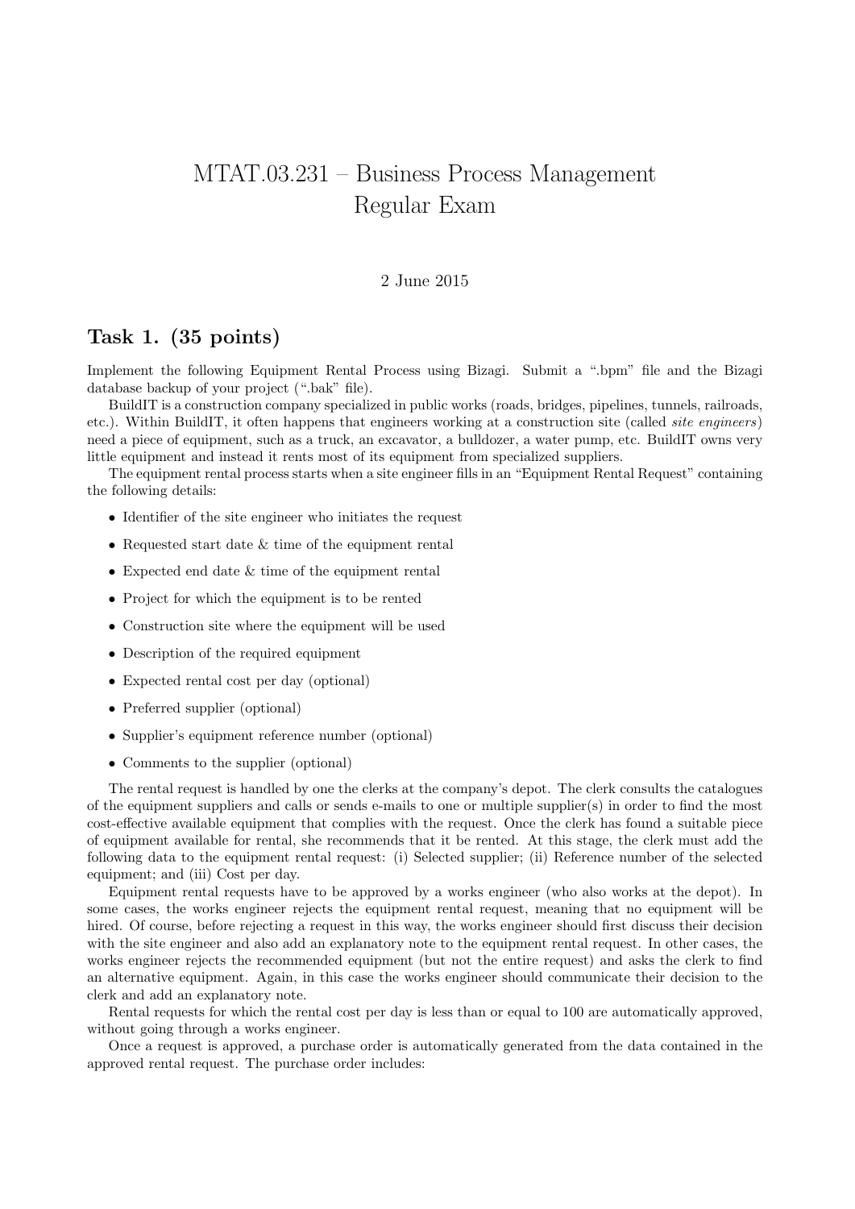# MTAT.03.231 – Business Process Management
# Regular Exam

2 June 2015

## Task 1. (35 points)

Implement the following Equipment Rental Process using Bizagi. Submit a ".bpm" file and the Bizagi database backup of your project (".bak" file).

BuildIT is a construction company specialized in public works (roads, bridges, pipelines, tunnels, railroads, etc.). Within BuildIT, it often happens that engineers working at a construction site (called *site engineers*) need a piece of equipment, such as a truck, an excavator, a bulldozer, a water pump, etc. BuildIT owns very little equipment and instead it rents most of its equipment from specialized suppliers.

The equipment rental process starts when a site engineer fills in an "Equipment Rental Request" containing the following details:

- Identifier of the site engineer who initiates the request
- Requested start date & time of the equipment rental
- Expected end date & time of the equipment rental
- Project for which the equipment is to be rented
- Construction site where the equipment will be used
- Description of the required equipment
- Expected rental cost per day (optional)
- Preferred supplier (optional)
- Supplier's equipment reference number (optional)
- Comments to the supplier (optional)

The rental request is handled by one the clerks at the company's depot. The clerk consults the catalogues of the equipment suppliers and calls or sends e-mails to one or multiple supplier(s) in order to find the most cost-effective available equipment that complies with the request. Once the clerk has found a suitable piece of equipment available for rental, she recommends that it be rented. At this stage, the clerk must add the following data to the equipment rental request: (i) Selected supplier; (ii) Reference number of the selected equipment; and (iii) Cost per day.

Equipment rental requests have to be approved by a works engineer (who also works at the depot). In some cases, the works engineer rejects the equipment rental request, meaning that no equipment will be hired. Of course, before rejecting a request in this way, the works engineer should first discuss their decision with the site engineer and also add an explanatory note to the equipment rental request. In other cases, the works engineer rejects the recommended equipment (but not the entire request) and asks the clerk to find an alternative equipment. Again, in this case the works engineer should communicate their decision to the clerk and add an explanatory note.

Rental requests for which the rental cost per day is less than or equal to 100 are automatically approved, without going through a works engineer.

Once a request is approved, a purchase order is automatically generated from the data contained in the approved rental request. The purchase order includes: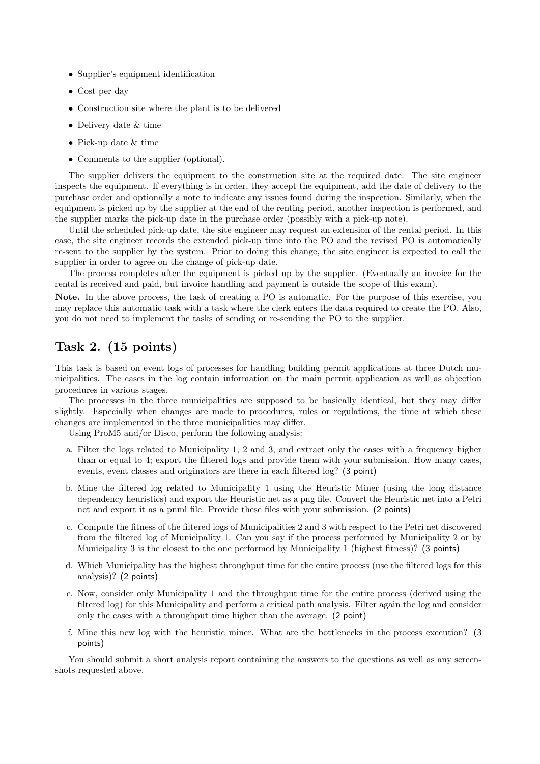- Supplier's equipment identification
- Cost per day
- Construction site where the plant is to be delivered
- Delivery date & time
- Pick-up date & time
- Comments to the supplier (optional).

The supplier delivers the equipment to the construction site at the required date. The site engineer inspects the equipment. If everything is in order, they accept the equipment, add the date of delivery to the purchase order and optionally a note to indicate any issues found during the inspection. Similarly, when the equipment is picked up by the supplier at the end of the renting period, another inspection is performed, and the supplier marks the pick-up date in the purchase order (possibly with a pick-up note).

Until the scheduled pick-up date, the site engineer may request an extension of the rental period. In this case, the site engineer records the extended pick-up time into the PO and the revised PO is automatically re-sent to the supplier by the system. Prior to doing this change, the site engineer is expected to call the supplier in order to agree on the change of pick-up date.

The process completes after the equipment is picked up by the supplier. (Eventually an invoice for the rental is received and paid, but invoice handling and payment is outside the scope of this exam).

**Note.** In the above process, the task of creating a PO is automatic. For the purpose of this exercise, you may replace this automatic task with a task where the clerk enters the data required to create the PO. Also, you do not need to implement the tasks of sending or re-sending the PO to the supplier.

## Task 2. (15 points)

This task is based on event logs of processes for handling building permit applications at three Dutch municipalities. The cases in the log contain information on the main permit application as well as objection procedures in various stages.

The processes in the three municipalities are supposed to be basically identical, but they may differ slightly. Especially when changes are made to procedures, rules or regulations, the time at which these changes are implemented in the three municipalities may differ.

Using ProM5 and/or Disco, perform the following analysis:

a. Filter the logs related to Municipality 1, 2 and 3, and extract only the cases with a frequency higher than or equal to 4; export the filtered logs and provide them with your submission. How many cases, events, event classes and originators are there in each filtered log? (3 point)

b. Mine the filtered log related to Municipality 1 using the Heuristic Miner (using the long distance dependency heuristics) and export the Heuristic net as a png file. Convert the Heuristic net into a Petri net and export it as a pnml file. Provide these files with your submission. (2 points)

c. Compute the fitness of the filtered logs of Municipalities 2 and 3 with respect to the Petri net discovered from the filtered log of Municipality 1. Can you say if the process performed by Municipality 2 or by Municipality 3 is the closest to the one performed by Municipality 1 (highest fitness)? (3 points)

d. Which Municipality has the highest throughput time for the entire process (use the filtered logs for this analysis)? (2 points)

e. Now, consider only Municipality 1 and the throughput time for the entire process (derived using the filtered log) for this Municipality and perform a critical path analysis. Filter again the log and consider only the cases with a throughput time higher than the average. (2 point)

f. Mine this new log with the heuristic miner. What are the bottlenecks in the process execution? (3 points)

You should submit a short analysis report containing the answers to the questions as well as any screenshots requested above.